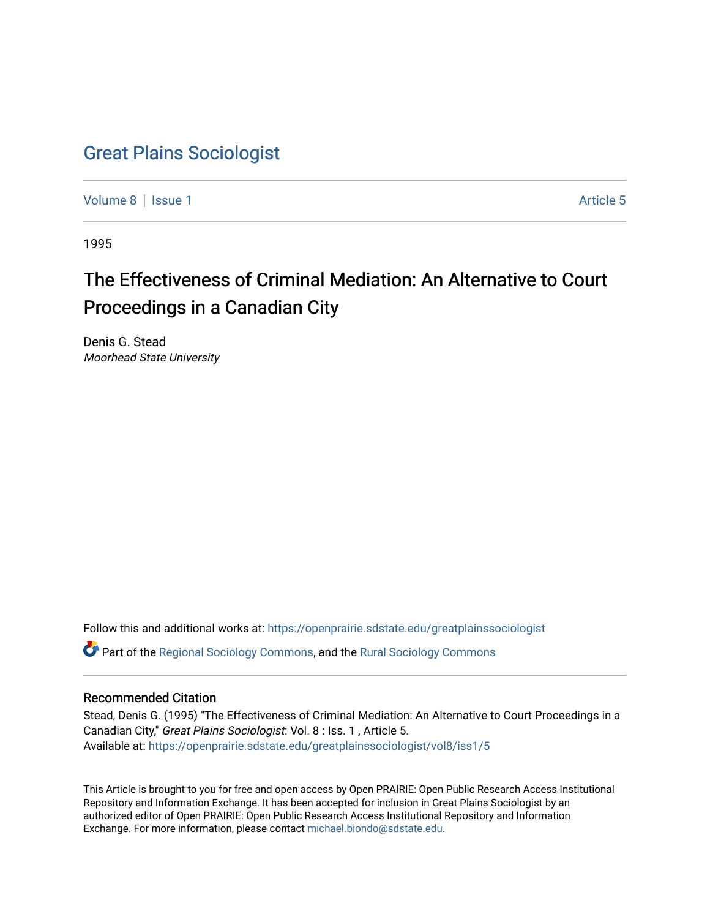# Great Plains Sociologist

Volume 8 | Issue 1 Article 5

1995

## The Effectiveness of Criminal Mediation: An Alternative to Court Proceedings in a Canadian City

Denis G. Stead
*Moorhead State University*

Follow this and additional works at: https://openprairie.sdstate.edu/greatplainssociologist

Part of the Regional Sociology Commons, and the Rural Sociology Commons

### Recommended Citation

Stead, Denis G. (1995) "The Effectiveness of Criminal Mediation: An Alternative to Court Proceedings in a Canadian City," *Great Plains Sociologist*: Vol. 8 : Iss. 1 , Article 5.
Available at: https://openprairie.sdstate.edu/greatplainssociologist/vol8/iss1/5

This Article is brought to you for free and open access by Open PRAIRIE: Open Public Research Access Institutional Repository and Information Exchange. It has been accepted for inclusion in Great Plains Sociologist by an authorized editor of Open PRAIRIE: Open Public Research Access Institutional Repository and Information Exchange. For more information, please contact michael.biondo@sdstate.edu.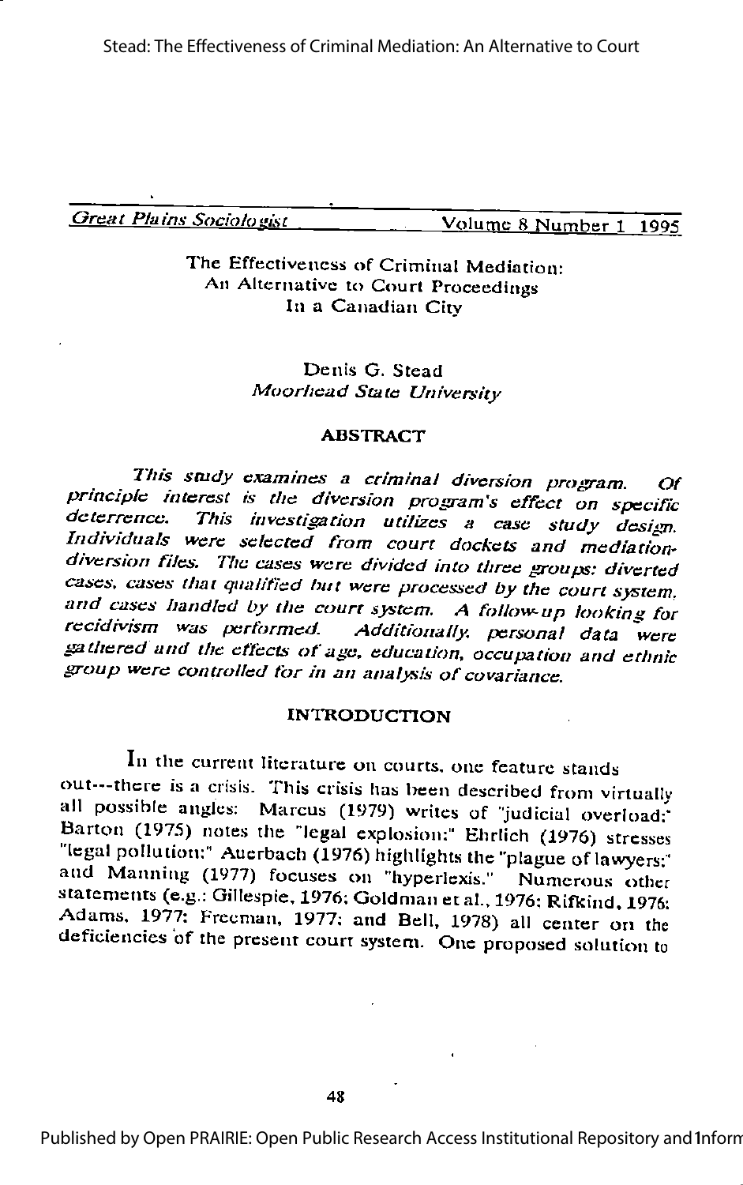# The Effectiveness of Criminal Mediation: An Alternative to Court Proceedings In a Canadian City

Denis G. Stead
*Moorhead State University*

## ABSTRACT

*This study examines a criminal diversion program. Of principle interest is the diversion program's effect on specific deterrence. This investigation utilizes a case study design. Individuals were selected from court dockets and mediation-diversion files. The cases were divided into three groups: diverted cases, cases that qualified but were processed by the court system, and cases handled by the court system. A follow-up looking for recidivism was performed. Additionally, personal data were gathered and the effects of age, education, occupation and ethnic group were controlled for in an analysis of covariance.*

## INTRODUCTION

In the current literature on courts, one feature stands out---there is a crisis. This crisis has been described from virtually all possible angles: Marcus (1979) writes of "judicial overload;" Barton (1975) notes the "legal explosion;" Ehrlich (1976) stresses "legal pollution;" Auerbach (1976) highlights the "plague of lawyers;" and Manning (1977) focuses on "hyperlexis." Numerous other statements (e.g.: Gillespie, 1976; Goldman et al., 1976; Rifkind, 1976; Adams, 1977; Freeman, 1977; and Bell, 1978) all center on the deficiencies of the present court system. One proposed solution to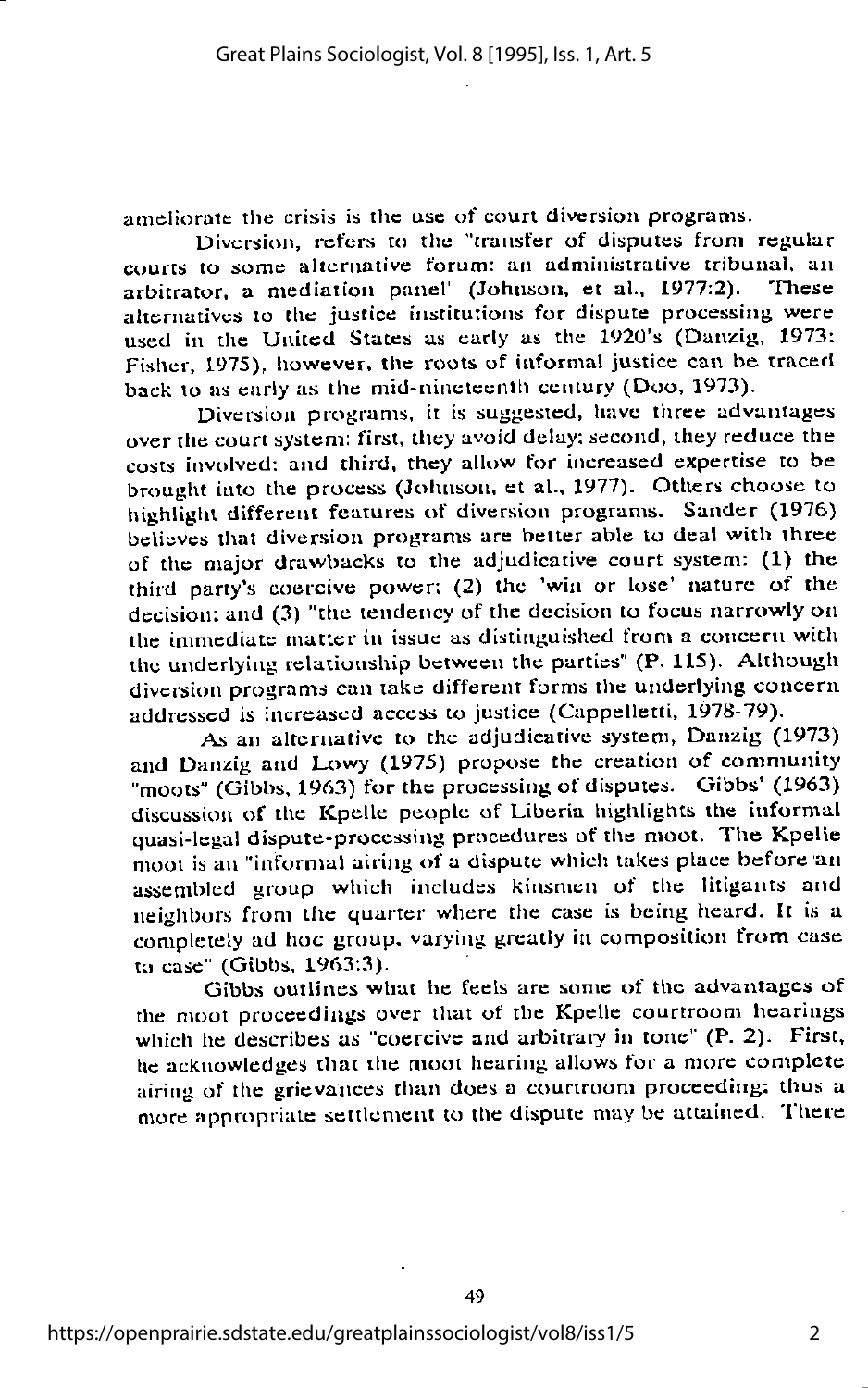ameliorate the crisis is the use of court diversion programs.

Diversion, refers to the "transfer of disputes from regular courts to some alternative forum: an administrative tribunal, an arbitrator, a mediation panel" (Johnson, et al., 1977:2). These alternatives to the justice institutions for dispute processing were used in the United States as early as the 1920's (Danzig, 1973; Fisher, 1975), however, the roots of informal justice can be traced back to as early as the mid-nineteenth century (Doo, 1973).

Diversion programs, it is suggested, have three advantages over the court system: first, they avoid delay; second, they reduce the costs involved; and third, they allow for increased expertise to be brought into the process (Johnson, et al., 1977). Others choose to highlight different features of diversion programs. Sander (1976) believes that diversion programs are better able to deal with three of the major drawbacks to the adjudicative court system: (1) the third party's coercive power; (2) the 'win or lose' nature of the decision; and (3) "the tendency of the decision to focus narrowly on the immediate matter in issue as distinguished from a concern with the underlying relationship between the parties" (P. 115). Although diversion programs can take different forms the underlying concern addressed is increased access to justice (Cappelletti, 1978-79).

As an alternative to the adjudicative system, Danzig (1973) and Danzig and Lowy (1975) propose the creation of community "moots" (Gibbs, 1963) for the processing of disputes. Gibbs' (1963) discussion of the Kpelle people of Liberia highlights the informal quasi-legal dispute-processing procedures of the moot. The Kpelle moot is an "informal airing of a dispute which takes place before an assembled group which includes kinsmen of the litigants and neighbors from the quarter where the case is being heard. It is a completely ad hoc group, varying greatly in composition from case to case" (Gibbs, 1963:3).

Gibbs outlines what he feels are some of the advantages of the moot proceedings over that of the Kpelle courtroom hearings which he describes as "coercive and arbitrary in tone" (P. 2). First, he acknowledges that the moot hearing allows for a more complete airing of the grievances than does a courtroom proceeding; thus a more appropriate settlement to the dispute may be attained. There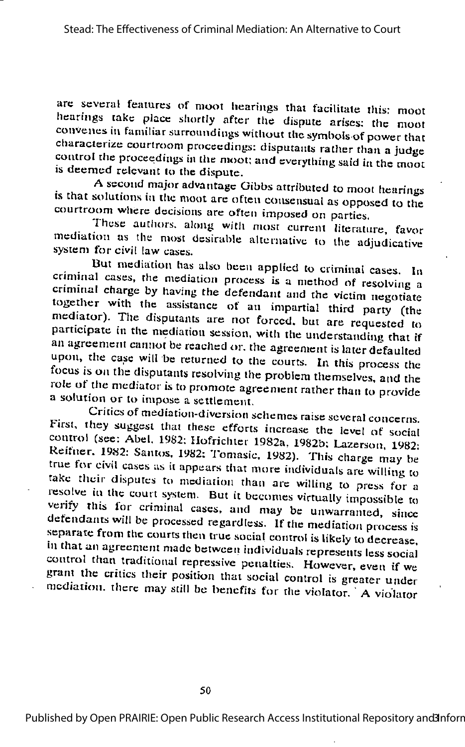are several features of moot hearings that facilitate this: moot hearings take place shortly after the dispute arises: the moot convenes in familiar surroundings without the symbols of power that characterize courtroom proceedings: disputants rather than a judge control the proceedings in the moot; and everything said in the moot is deemed relevant to the dispute.

A second major advantage Gibbs attributed to moot hearings is that solutions in the moot are often consensual as opposed to the courtroom where decisions are often imposed on parties.

These authors, along with most current literature, favor mediation as the most desirable alternative to the adjudicative system for civil law cases.

But mediation has also been applied to criminal cases. In criminal cases, the mediation process is a method of resolving a criminal charge by having the defendant and the victim negotiate together with the assistance of an impartial third party (the mediator). The disputants are not forced, but are requested to participate in the mediation session, with the understanding that if an agreement cannot be reached or the agreement is later defaulted upon, the case will be returned to the courts. In this process the focus is on the disputants resolving the problem themselves, and the role of the mediator is to promote agreement rather than to provide a solution or to impose a settlement.

Critics of mediation-diversion schemes raise several concerns. First, they suggest that these efforts increase the level of social control (see: Abel, 1982; Hofrichter 1982a, 1982b; Lazerson, 1982; Reifner, 1982; Santos, 1982; Tomasic, 1982). This charge may be true for civil cases as it appears that more individuals are willing to take their disputes to mediation than are willing to press for a resolve in the court system. But it becomes virtually impossible to verify this for criminal cases, and may be unwarranted, since defendants will be processed regardless. If the mediation process is separate from the courts then true social control is likely to decrease, in that an agreement made between individuals represents less social control than traditional repressive penalties. However, even if we grant the critics their position that social control is greater under mediation, there may still be benefits for the violator. A violator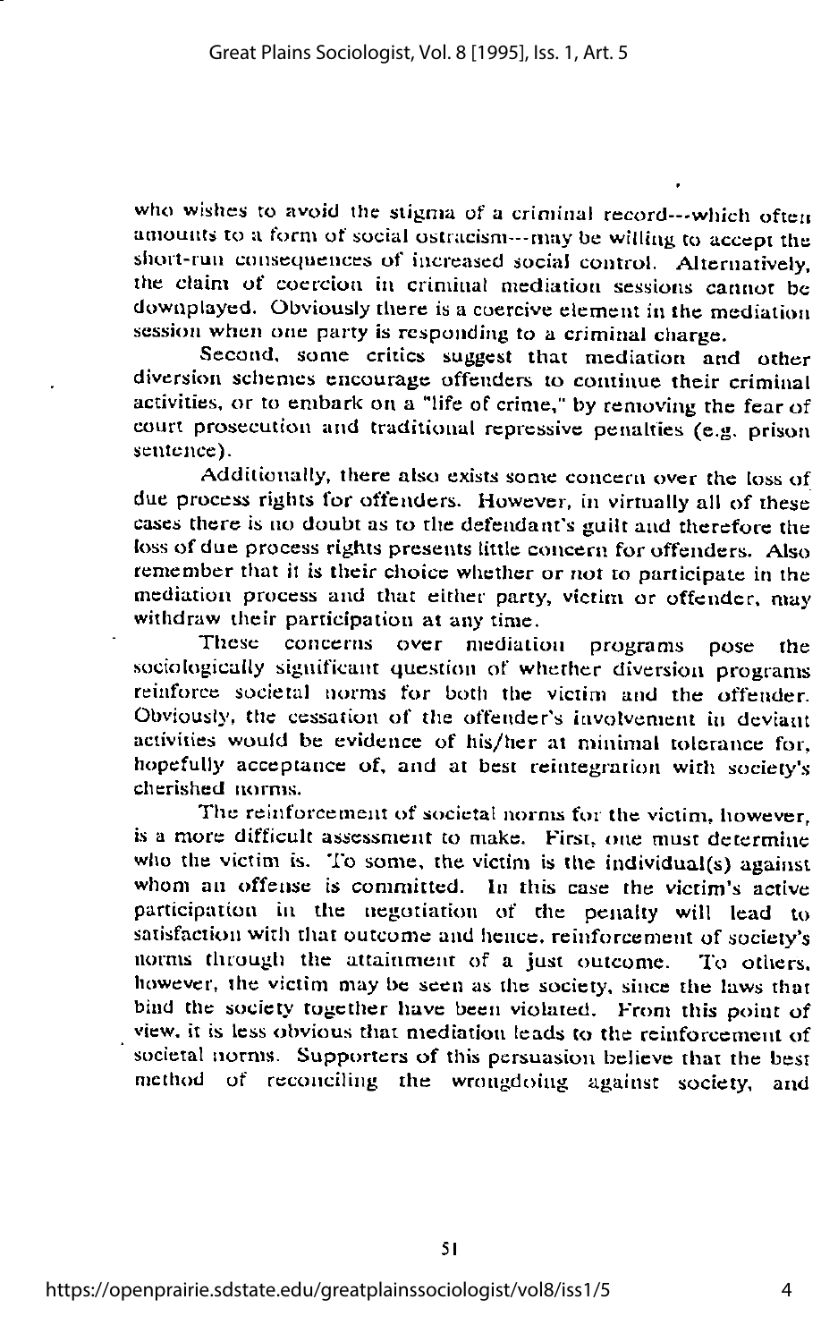who wishes to avoid the stigma of a criminal record---which often amounts to a form of social ostracism---may be willing to accept the short-run consequences of increased social control. Alternatively, the claim of coercion in criminal mediation sessions cannot be downplayed. Obviously there is a coercive element in the mediation session when one party is responding to a criminal charge.

Second, some critics suggest that mediation and other diversion schemes encourage offenders to continue their criminal activities, or to embark on a "life of crime," by removing the fear of court prosecution and traditional repressive penalties (e.g. prison sentence).

Additionally, there also exists some concern over the loss of due process rights for offenders. However, in virtually all of these cases there is no doubt as to the defendant's guilt and therefore the loss of due process rights presents little concern for offenders. Also remember that it is their choice whether or not to participate in the mediation process and that either party, victim or offender, may withdraw their participation at any time.

These concerns over mediation programs pose the sociologically significant question of whether diversion programs reinforce societal norms for both the victim and the offender. Obviously, the cessation of the offender's involvement in deviant activities would be evidence of his/her at minimal tolerance for, hopefully acceptance of, and at best reintegration with society's cherished norms.

The reinforcement of societal norms for the victim, however, is a more difficult assessment to make. First, one must determine who the victim is. To some, the victim is the individual(s) against whom an offense is committed. In this case the victim's active participation in the negotiation of the penalty will lead to satisfaction with that outcome and hence, reinforcement of society's norms through the attainment of a just outcome. To others, however, the victim may be seen as the society, since the laws that bind the society together have been violated. From this point of view, it is less obvious that mediation leads to the reinforcement of societal norms. Supporters of this persuasion believe that the best method of reconciling the wrongdoing against society, and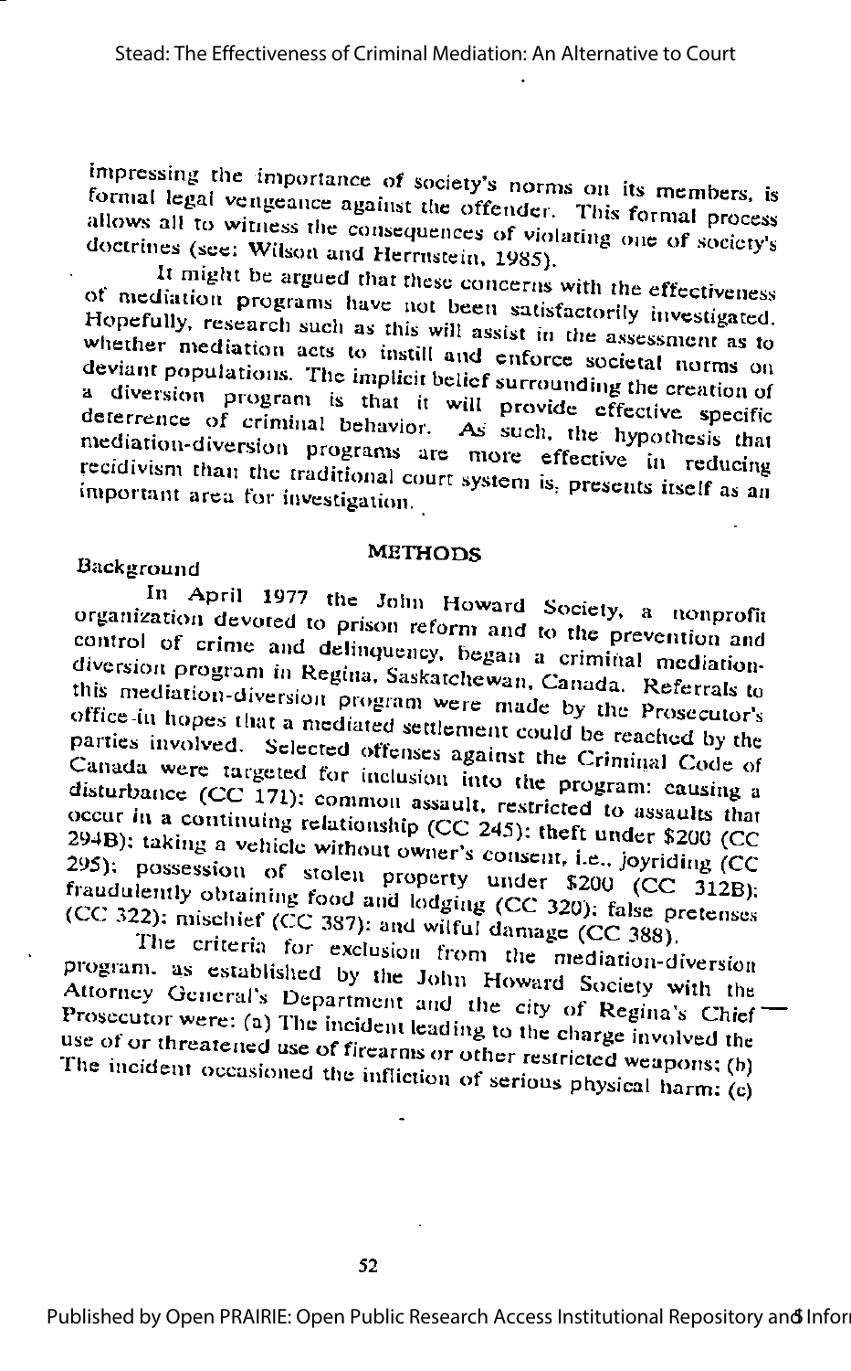impressing the importance of society's norms on its members, is formal legal vengeance against the offender. This formal process allows all to witness the consequences of violating one of society's doctrines (see: Wilson and Herrnstein, 1985).

It might be argued that these concerns with the effectiveness of mediation programs have not been satisfactorily investigated. Hopefully, research such as this will assist in the assessment as to whether mediation acts to instill and enforce societal norms on deviant populations. The implicit belief surrounding the creation of a diversion program is that it will provide effective specific deterrence of criminal behavior. As such, the hypothesis that mediation-diversion programs are more effective in reducing recidivism than the traditional court system is, presents itself as an important area for investigation.

## METHODS

### Background

In April 1977 the John Howard Society, a nonprofit organization devoted to prison reform and to the prevention and control of crime and delinquency, began a criminal mediation-diversion program in Regina, Saskatchewan, Canada. Referrals to this mediation-diversion program were made by the Prosecutor's office in hopes that a mediated settlement could be reached by the parties involved. Selected offenses against the Criminal Code of Canada were targeted for inclusion into the program: causing a disturbance (CC 171); common assault, restricted to assaults that occur in a continuing relationship (CC 245); theft under $200 (CC 294B); taking a vehicle without owner's consent, i.e., joyriding (CC 295); possession of stolen property under $200 (CC 312B); fraudulently obtaining food and lodging (CC 320); false pretenses (CC 322); mischief (CC 387); and wilful damage (CC 388).

The criteria for exclusion from the mediation-diversion program, as established by the John Howard Society with the Attorney General's Department and the city of Regina's Chief Prosecutor were: (a) The incident leading to the charge involved the use of or threatened use of firearms or other restricted weapons; (b) The incident occasioned the infliction of serious physical harm; (c)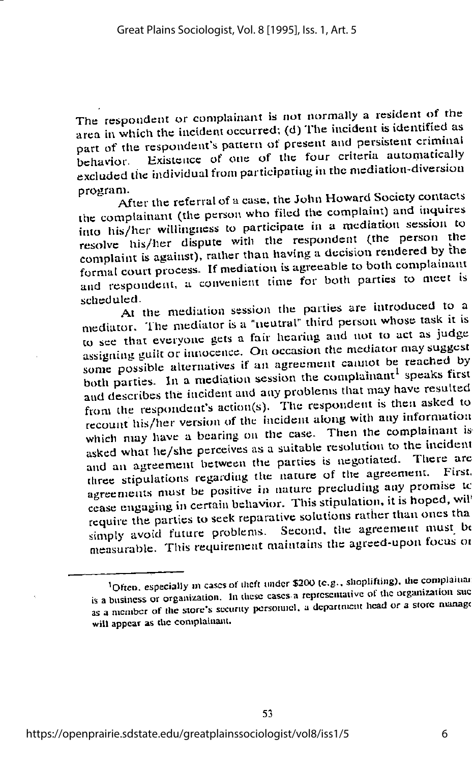The respondent or complainant is not normally a resident of the area in which the incident occurred; (d) The incident is identified as part of the respondent's pattern of present and persistent criminal behavior. Existence of one of the four criteria automatically excluded the individual from participating in the mediation-diversion program.

After the referral of a case, the John Howard Society contacts the complainant (the person who filed the complaint) and inquires into his/her willingness to participate in a mediation session to resolve his/her dispute with the respondent (the person the complaint is against), rather than having a decision rendered by the formal court process. If mediation is agreeable to both complainant and respondent, a convenient time for both parties to meet is scheduled.

At the mediation session the parties are introduced to a mediator. The mediator is a "neutral" third person whose task it is to see that everyone gets a fair hearing and not to act as judge assigning guilt or innocence. On occasion the mediator may suggest some possible alternatives if an agreement cannot be reached by both parties. In a mediation session the complainant[1] speaks first and describes the incident and any problems that may have resulted from the respondent's action(s). The respondent is then asked to recount his/her version of the incident along with any information which may have a bearing on the case. Then the complainant is asked what he/she perceives as a suitable resolution to the incident and an agreement between the parties is negotiated. There are three stipulations regarding the nature of the agreement. First, agreements must be positive in nature precluding any promise to cease engaging in certain behavior. This stipulation, it is hoped, will require the parties to seek reparative solutions rather than ones that simply avoid future problems. Second, the agreement must be measurable. This requirement maintains the agreed-upon focus on

---

[1] Often, especially in cases of theft under $200 (e.g., shoplifting), the complainant is a business or organization. In these cases a representative of the organization such as a member of the store's security personnel, a department head or a store manager will appear as the complainant.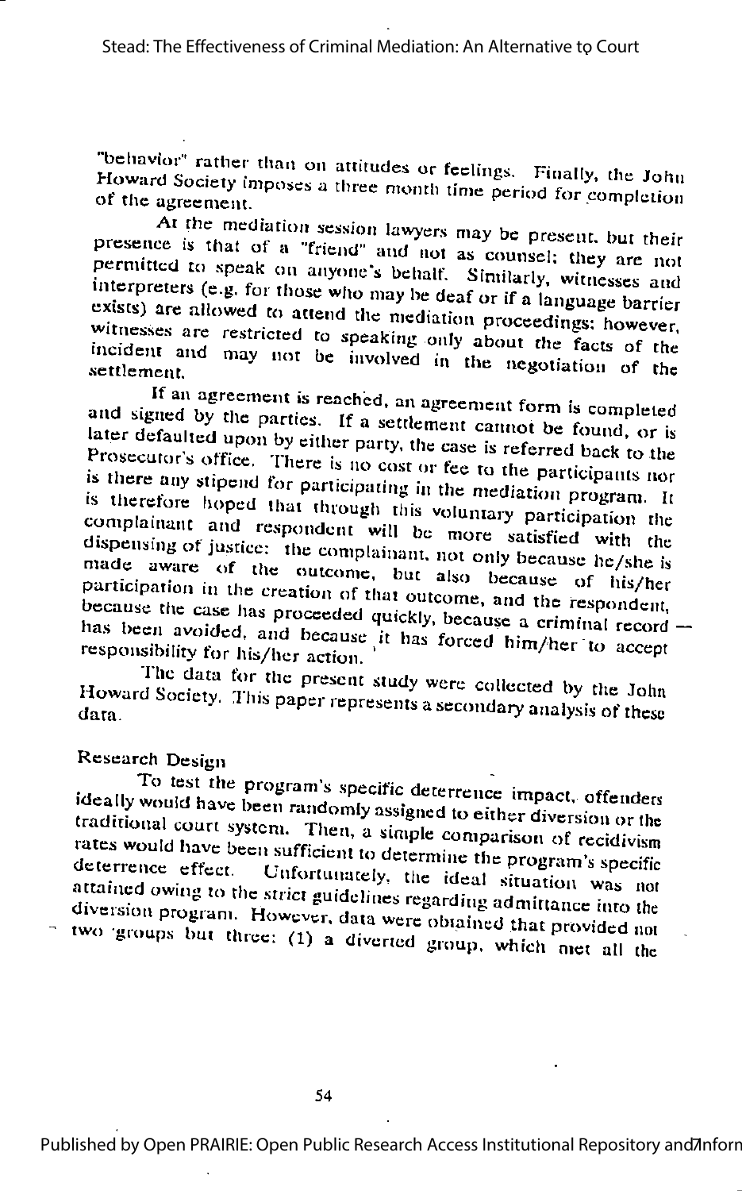"behavior" rather than on attitudes or feelings. Finally, the John Howard Society imposes a three month time period for completion of the agreement.

At the mediation session lawyers may be present, but their presence is that of a "friend" and not as counsel; they are not permitted to speak on anyone's behalf. Similarly, witnesses and interpreters (e.g. for those who may be deaf or if a language barrier exists) are allowed to attend the mediation proceedings; however, witnesses are restricted to speaking only about the facts of the incident and may not be involved in the negotiation of the settlement.

If an agreement is reached, an agreement form is completed and signed by the parties. If a settlement cannot be found, or is later defaulted upon by either party, the case is referred back to the Prosecutor's office. There is no cost or fee to the participants nor is there any stipend for participating in the mediation program. It is therefore hoped that through this voluntary participation the complainant and respondent will be more satisfied with the dispensing of justice: the complainant, not only because he/she is made aware of the outcome, but also because of his/her participation in the creation of that outcome, and the respondent, because the case has proceeded quickly, because a criminal record has been avoided, and because it has forced him/her to accept responsibility for his/her action.

The data for the present study were collected by the John Howard Society. This paper represents a secondary analysis of these data.

## Research Design

To test the program's specific deterrence impact, offenders ideally would have been randomly assigned to either diversion or the traditional court system. Then, a simple comparison of recidivism rates would have been sufficient to determine the program's specific deterrence effect. Unfortunately, the ideal situation was not attained owing to the strict guidelines regarding admittance into the diversion program. However, data were obtained that provided not two groups but three: (1) a diverted group, which met all the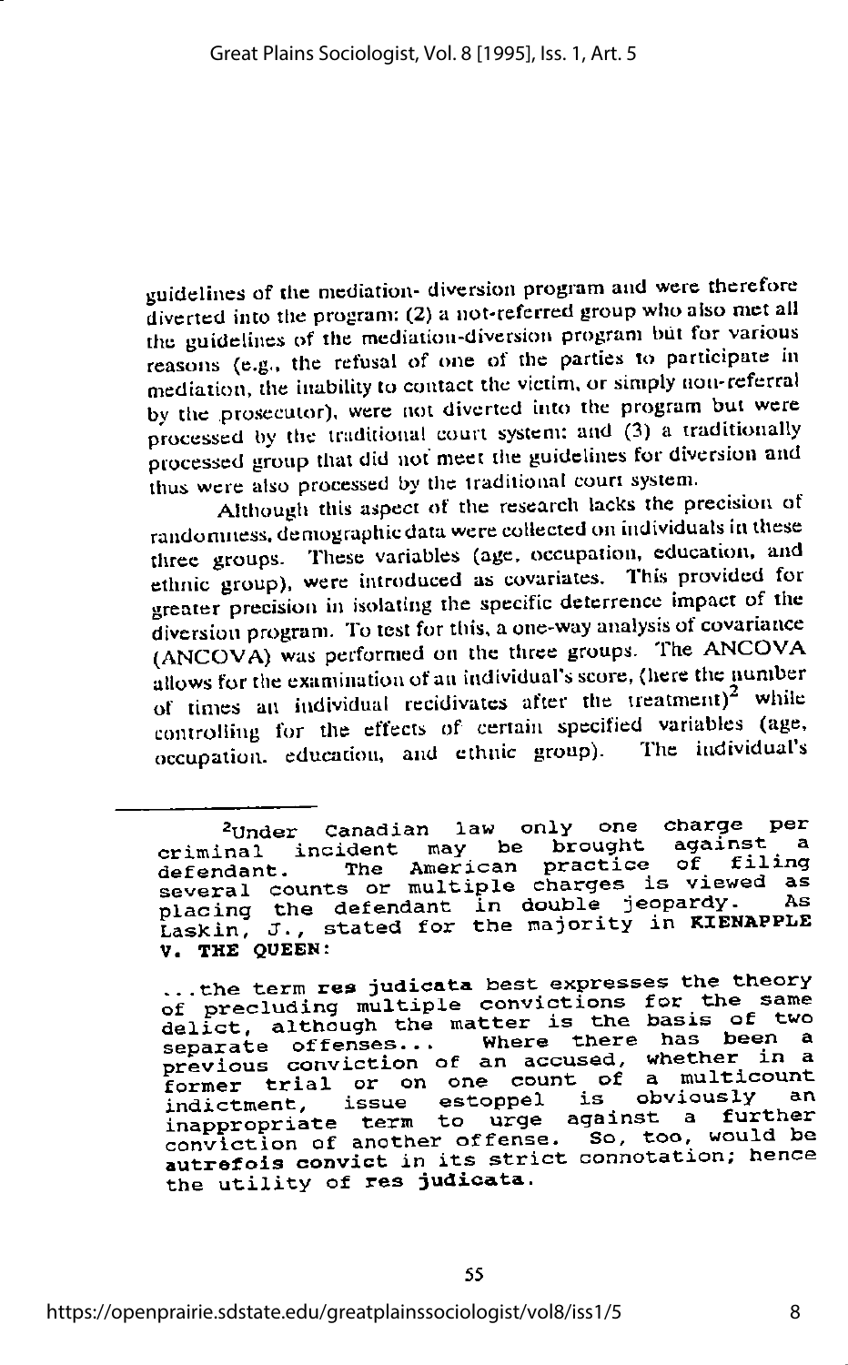guidelines of the mediation- diversion program and were therefore diverted into the program; (2) a not-referred group who also met all the guidelines of the mediation-diversion program but for various reasons (e.g., the refusal of one of the parties to participate in mediation, the inability to contact the victim, or simply non-referral by the prosecutor), were not diverted into the program but were processed by the traditional court system; and (3) a traditionally processed group that did not meet the guidelines for diversion and thus were also processed by the traditional court system.

Although this aspect of the research lacks the precision of randomness, demographic data were collected on individuals in these three groups. These variables (age, occupation, education, and ethnic group), were introduced as covariates. This provided for greater precision in isolating the specific deterrence impact of the diversion program. To test for this, a one-way analysis of covariance (ANCOVA) was performed on the three groups. The ANCOVA allows for the examination of an individual's score, (here the number of times an individual recidivates after the treatment)[2] while controlling for the effects of certain specified variables (age, occupation, education, and ethnic group). The individual's

---

[2]Under Canadian law only one charge per criminal incident may be brought against a defendant. The American practice of filing several counts or multiple charges is viewed as placing the defendant in double jeopardy. As Laskin, J., stated for the majority in **KIENAPPLE V. THE QUEEN**:

> ...the term **res judicata** best expresses the theory of precluding multiple convictions for the same delict, although the matter is the basis of two separate offenses... Where there has been a previous conviction of an accused, whether in a former trial or on one count of a multicount indictment, issue estoppel is obviously an inappropriate term to urge against a further conviction of another offense. So, too, would be **autrefois convict** in its strict connotation; hence the utility of **res judicata**.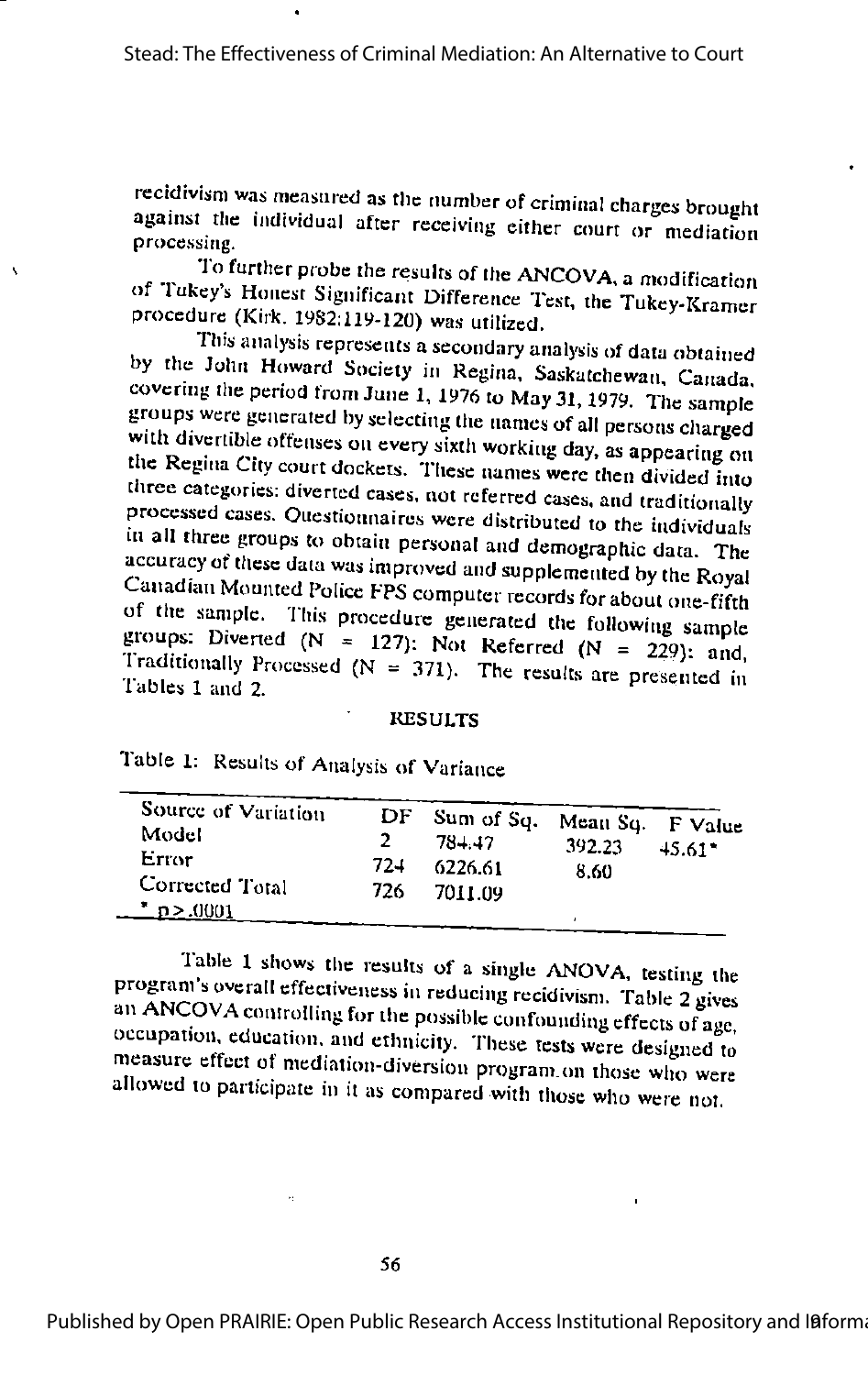recidivism was measured as the number of criminal charges brought against the individual after receiving either court or mediation processing.

To further probe the results of the ANCOVA, a modification of Tukey's Honest Significant Difference Test, the Tukey-Kramer procedure (Kirk. 1982:119-120) was utilized.

This analysis represents a secondary analysis of data obtained by the John Howard Society in Regina, Saskatchewan, Canada, covering the period from June 1, 1976 to May 31, 1979. The sample groups were generated by selecting the names of all persons charged with divertible offenses on every sixth working day, as appearing on the Regina City court dockets. These names were then divided into three categories: diverted cases, not referred cases, and traditionally processed cases. Questionnaires were distributed to the individuals in all three groups to obtain personal and demographic data. The accuracy of these data was improved and supplemented by the Royal Canadian Mounted Police FPS computer records for about one-fifth of the sample. This procedure generated the following sample groups: Diverted (N = 127): Not Referred (N = 229): and, Traditionally Processed (N = 371). The results are presented in Tables 1 and 2.

## RESULTS

Table 1: Results of Analysis of Variance

| Source of Variation | DF | Sum of Sq. | Mean Sq. | F Value |
|---|---|---|---|---|
| Model | 2 | 784.47 | 392.23 | 45.61* |
| Error | 724 | 6226.61 | 8.60 | |
| Corrected Total | 726 | 7011.09 | | |

\* $p > .0001$

Table 1 shows the results of a single ANOVA, testing the program's overall effectiveness in reducing recidivism. Table 2 gives an ANCOVA controlling for the possible confounding effects of age, occupation, education, and ethnicity. These tests were designed to measure effect of mediation-diversion program on those who were allowed to participate in it as compared with those who were not.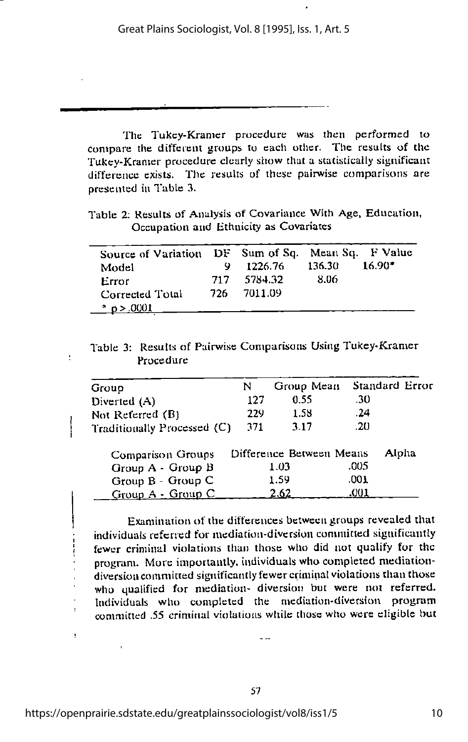The Tukey-Kramer procedure was then performed to compare the different groups to each other. The results of the Tukey-Kramer procedure clearly show that a statistically significant difference exists. The results of these pairwise comparisons are presented in Table 3.

Table 2: Results of Analysis of Covariance With Age, Education, Occupation and Ethnicity as Covariates

| Source of Variation | DF | Sum of Sq. | Mean Sq. | F Value |
|---|---|---|---|---|
| Model | 9 | 1226.76 | 136.30 | 16.90* |
| Error | 717 | 5784.32 | 8.06 | |
| Corrected Total | 726 | 7011.09 | | |

\* $p > .0001$

Table 3: Results of Pairwise Comparisons Using Tukey-Kramer Procedure

| Group | N | Group Mean | Standard Error |
|---|---|---|---|
| Diverted (A) | 127 | 0.55 | .30 |
| Not Referred (B) | 229 | 1.58 | .24 |
| Traditionally Processed (C) | 371 | 3.17 | .20 |

| Comparison Groups | Difference Between Means | Alpha |
|---|---|---|
| Group A - Group B | 1.03 | .005 |
| Group B - Group C | 1.59 | .001 |
| Group A - Group C | 2.62 | .001 |

Examination of the differences between groups revealed that individuals referred for mediation-diversion committed significantly fewer criminal violations than those who did not qualify for the program. More importantly, individuals who completed mediation-diversion committed significantly fewer criminal violations than those who qualified for mediation- diversion but were not referred. Individuals who completed the mediation-diversion program committed .55 criminal violations while those who were eligible but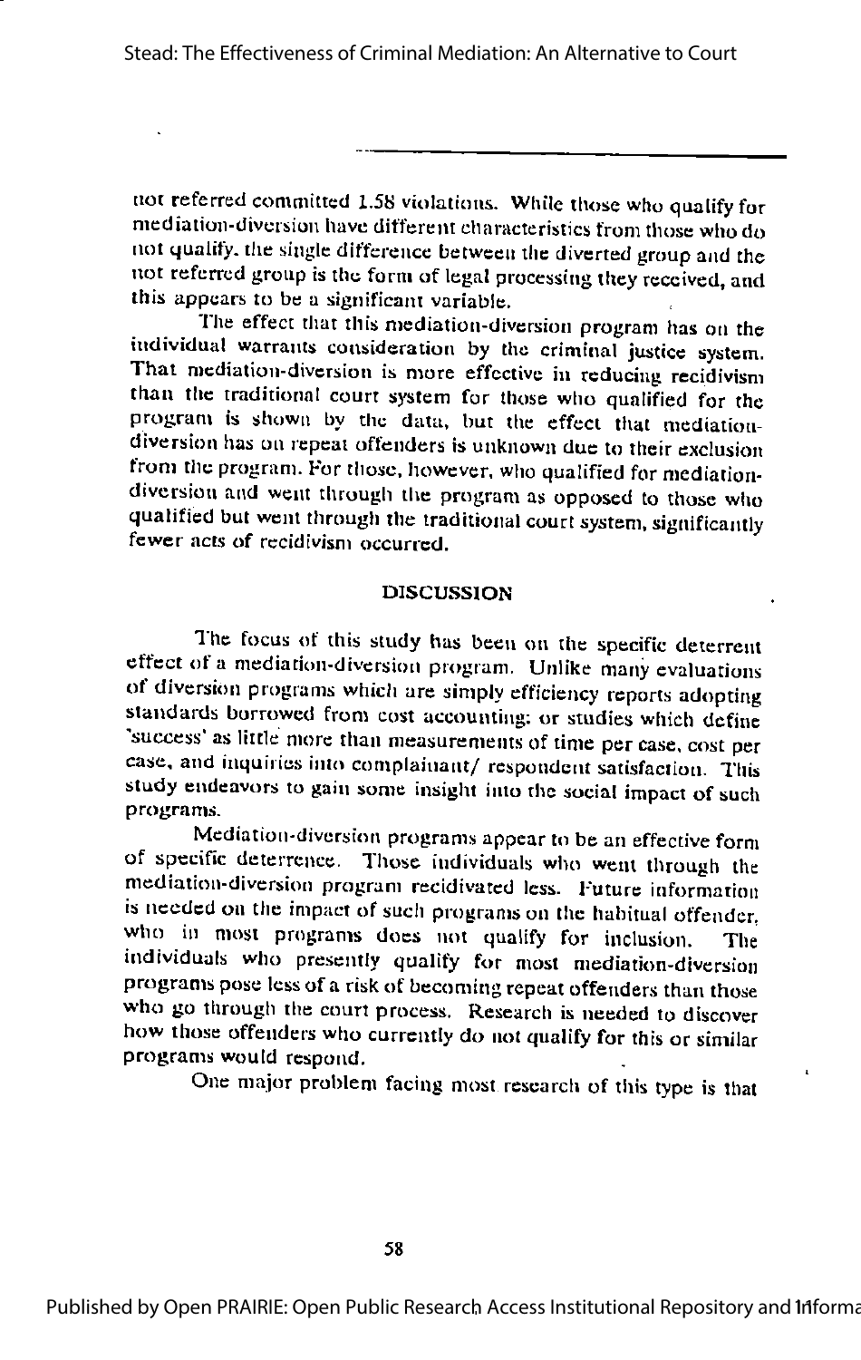not referred committed 1.58 violations. While those who qualify for mediation-diversion have different characteristics from those who do not qualify, the single difference between the diverted group and the not referred group is the form of legal processing they received, and this appears to be a significant variable.

The effect that this mediation-diversion program has on the individual warrants consideration by the criminal justice system. That mediation-diversion is more effective in reducing recidivism than the traditional court system for those who qualified for the program is shown by the data, but the effect that mediation-diversion has on repeat offenders is unknown due to their exclusion from the program. For those, however, who qualified for mediation-diversion and went through the program as opposed to those who qualified but went through the traditional court system, significantly fewer acts of recidivism occurred.

## DISCUSSION

The focus of this study has been on the specific deterrent effect of a mediation-diversion program. Unlike many evaluations of diversion programs which are simply efficiency reports adopting standards borrowed from cost accounting; or studies which define 'success' as little more than measurements of time per case, cost per case, and inquiries into complainant/ respondent satisfaction. This study endeavors to gain some insight into the social impact of such programs.

Mediation-diversion programs appear to be an effective form of specific deterrence. Those individuals who went through the mediation-diversion program recidivated less. Future information is needed on the impact of such programs on the habitual offender, who in most programs does not qualify for inclusion. The individuals who presently qualify for most mediation-diversion programs pose less of a risk of becoming repeat offenders than those who go through the court process. Research is needed to discover how those offenders who currently do not qualify for this or similar programs would respond.

One major problem facing most research of this type is that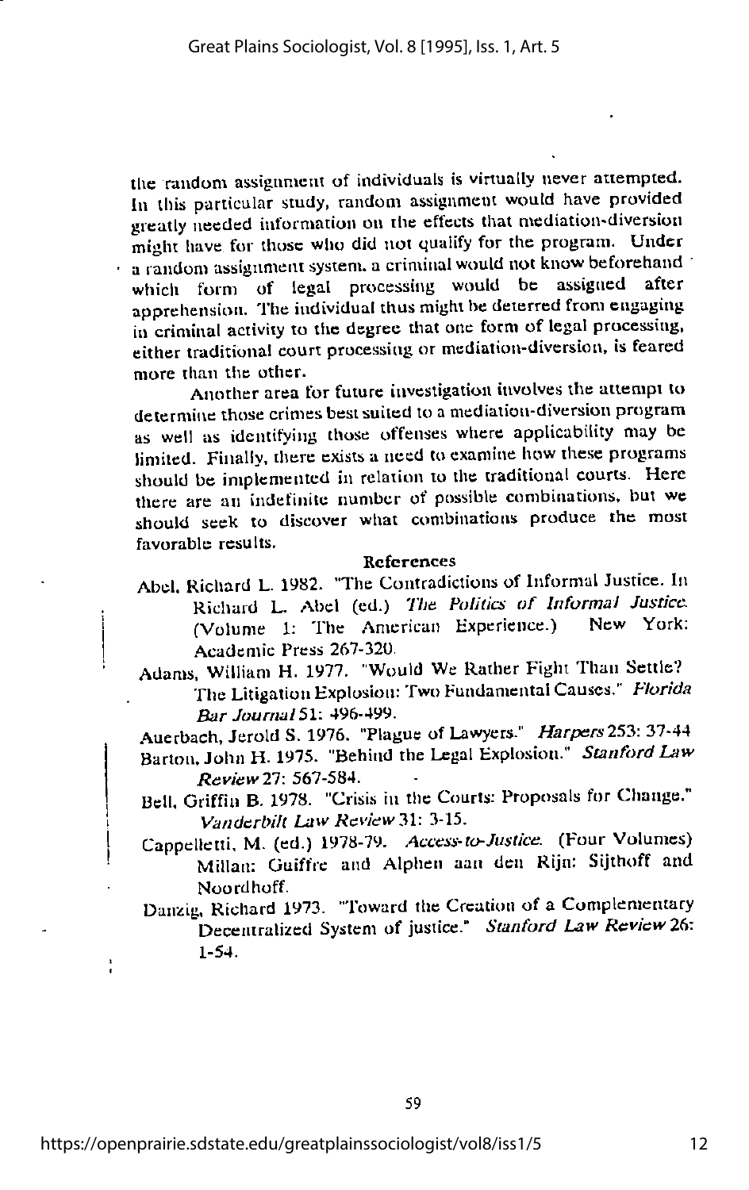the random assignment of individuals is virtually never attempted. In this particular study, random assignment would have provided greatly needed information on the effects that mediation-diversion might have for those who did not qualify for the program. Under a random assignment system, a criminal would not know beforehand which form of legal processing would be assigned after apprehension. The individual thus might be deterred from engaging in criminal activity to the degree that one form of legal processing, either traditional court processing or mediation-diversion, is feared more than the other.

Another area for future investigation involves the attempt to determine those crimes best suited to a mediation-diversion program as well as identifying those offenses where applicability may be limited. Finally, there exists a need to examine how these programs should be implemented in relation to the traditional courts. Here there are an indefinite number of possible combinations, but we should seek to discover what combinations produce the most favorable results.

## References

Abel, Richard L. 1982. "The Contradictions of Informal Justice. In Richard L. Abel (ed.) *The Politics of Informal Justice.* (Volume 1: The American Experience.) New York: Academic Press 267-320.

Adams, William H. 1977. "Would We Rather Fight Than Settle? The Litigation Explosion: Two Fundamental Causes." *Florida Bar Journal* 51: 496-499.

Auerbach, Jerold S. 1976. "Plague of Lawyers." *Harpers* 253: 37-44

Barton, John H. 1975. "Behind the Legal Explosion." *Stanford Law Review* 27: 567-584.

Bell, Griffin B. 1978. "Crisis in the Courts: Proposals for Change." *Vanderbilt Law Review* 31: 3-15.

Cappelletti, M. (ed.) 1978-79. *Access-to-Justice.* (Four Volumes) Millan: Guiffre and Alphen aan den Rijn: Sijthoff and Noordhoff.

Danzig, Richard 1973. "Toward the Creation of a Complementary Decentralized System of justice." *Stanford Law Review* 26: 1-54.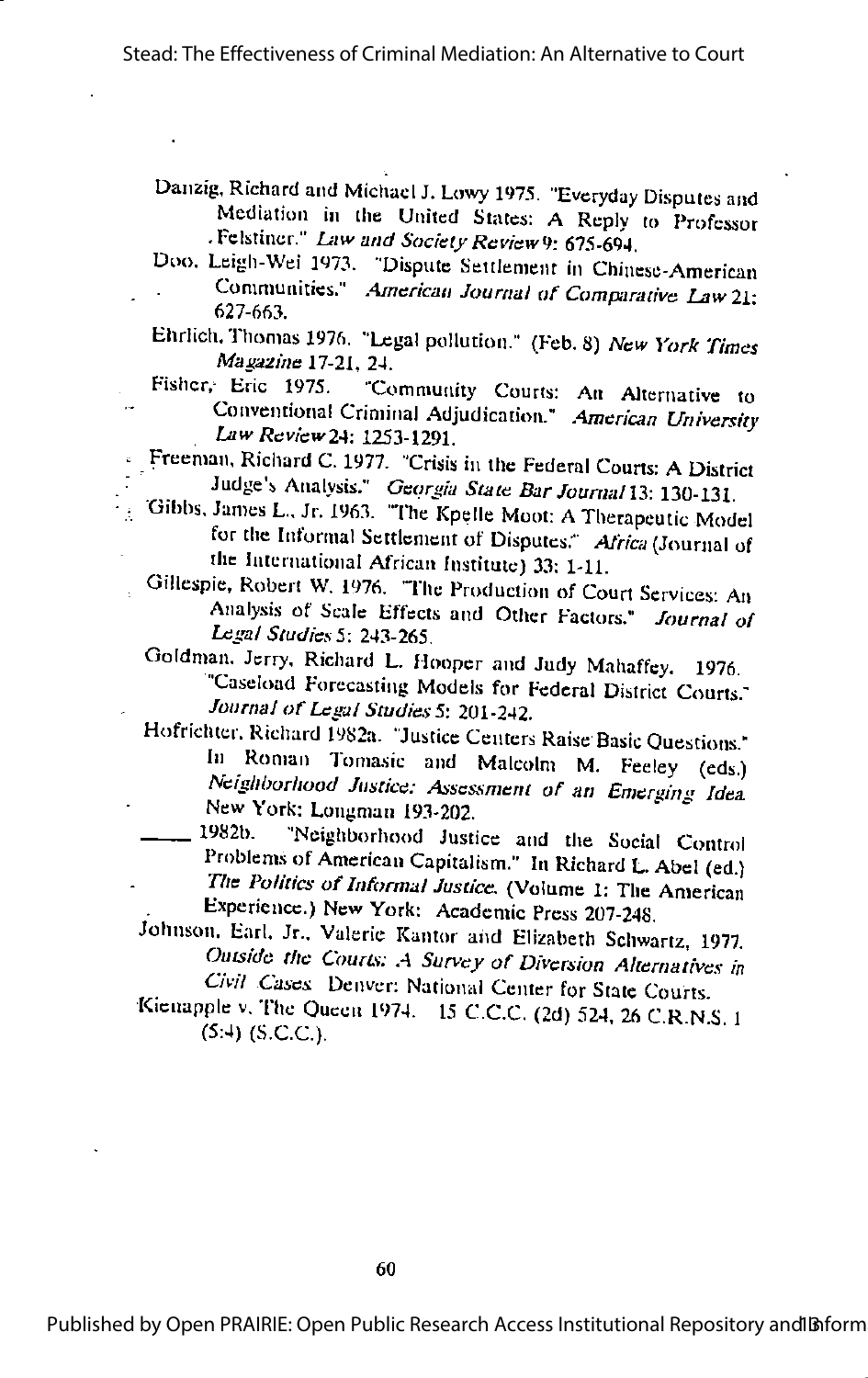Danzig, Richard and Michael J. Lowy 1975. "Everyday Disputes and Mediation in the United States: A Reply to Professor Felstiner." *Law and Society Review* 9: 675-694.

Doo, Leigh-Wei 1973. "Dispute Settlement in Chinese-American Communities." *American Journal of Comparative Law* 21: 627-663.

Ehrlich, Thomas 1976. "Legal pollution." (Feb. 8) *New York Times Magazine* 17-21, 24.

Fisher, Eric 1975. "Community Courts: An Alternative to Conventional Criminal Adjudication." *American University Law Review* 24: 1253-1291.

Freeman, Richard C. 1977. "Crisis in the Federal Courts: A District Judge's Analysis." *Georgia State Bar Journal* 13: 130-131.

Gibbs, James L., Jr. 1963. "The Kpelle Moot: A Therapeutic Model for the Informal Settlement of Disputes." *Africa* (Journal of the International African Institute) 33: 1-11.

Gillespie, Robert W. 1976. "The Production of Court Services: An Analysis of Scale Effects and Other Factors." *Journal of Legal Studies* 5: 243-265.

Goldman, Jerry, Richard L. Hooper and Judy Mahaffey. 1976. "Caseload Forecasting Models for Federal District Courts." *Journal of Legal Studies* 5: 201-242.

Hofrichter, Richard 1982a. "Justice Centers Raise Basic Questions." In Roman Tomasic and Malcolm M. Feeley (eds.) *Neighborhood Justice: Assessment of an Emerging Idea.* New York: Longman 193-202.

——— 1982b. "Neighborhood Justice and the Social Control Problems of American Capitalism." In Richard L. Abel (ed.) *The Politics of Informal Justice.* (Volume 1: The American Experience.) New York: Academic Press 207-248.

Johnson, Earl, Jr., Valerie Kantor and Elizabeth Schwartz, 1977. *Outside the Courts: A Survey of Diversion Alternatives in Civil Cases.* Denver: National Center for State Courts.

Kienapple v. The Queen 1974. 15 C.C.C. (2d) 524, 26 C.R.N.S. 1 (5:4) (S.C.C.).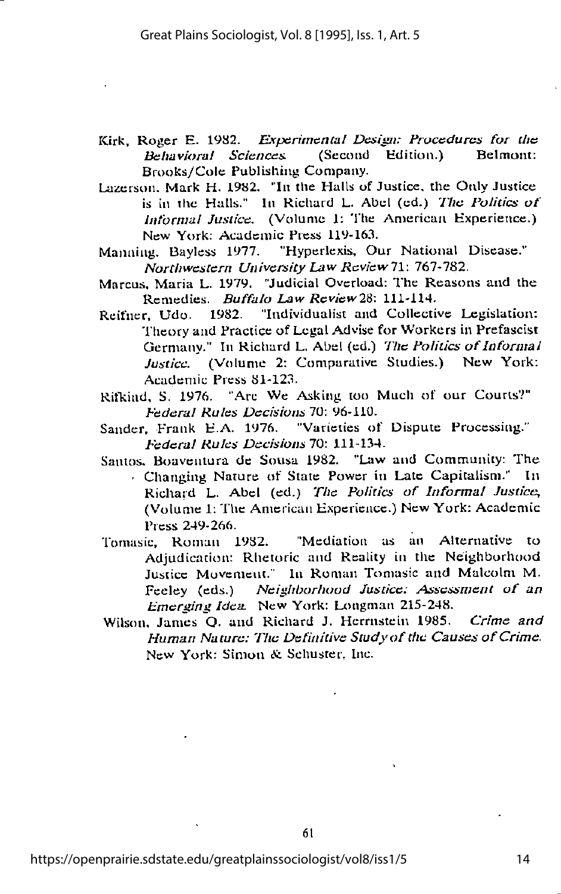Kirk, Roger E. 1982. *Experimental Design: Procedures for the Behavioral Sciences.* (Second Edition.) Belmont: Brooks/Cole Publishing Company.

Lazerson, Mark H. 1982. "In the Halls of Justice, the Only Justice is in the Halls." In Richard L. Abel (ed.) *The Politics of Informal Justice.* (Volume 1: The American Experience.) New York: Academic Press 119-163.

Manning, Bayless 1977. "Hyperlexis, Our National Disease." *Northwestern University Law Review* 71: 767-782.

Marcus, Maria L. 1979. "Judicial Overload: The Reasons and the Remedies. *Buffalo Law Review* 28: 111-114.

Reifner, Udo. 1982. "Individualist and Collective Legislation: Theory and Practice of Legal Advise for Workers in Prefascist Germany." In Richard L. Abel (ed.) *The Politics of Informal Justice.* (Volume 2: Comparative Studies.) New York: Academic Press 81-123.

Rifkind, S. 1976. "Are We Asking too Much of our Courts?" *Federal Rules Decisions* 70: 96-110.

Sander, Frank E.A. 1976. "Varieties of Dispute Processing." *Federal Rules Decisions* 70: 111-134.

Santos, Boaventura de Sousa 1982. "Law and Community: The Changing Nature of State Power in Late Capitalism." In Richard L. Abel (ed.) *The Politics of Informal Justice,* (Volume 1: The American Experience.) New York: Academic Press 249-266.

Tomasic, Roman 1982. "Mediation as an Alternative to Adjudication: Rhetoric and Reality in the Neighborhood Justice Movement." In Roman Tomasic and Malcolm M. Feeley (eds.) *Neighborhood Justice: Assessment of an Emerging Idea.* New York: Longman 215-248.

Wilson, James Q. and Richard J. Herrnstein 1985. *Crime and Human Nature: The Definitive Study of the Causes of Crime.* New York: Simon & Schuster, Inc.